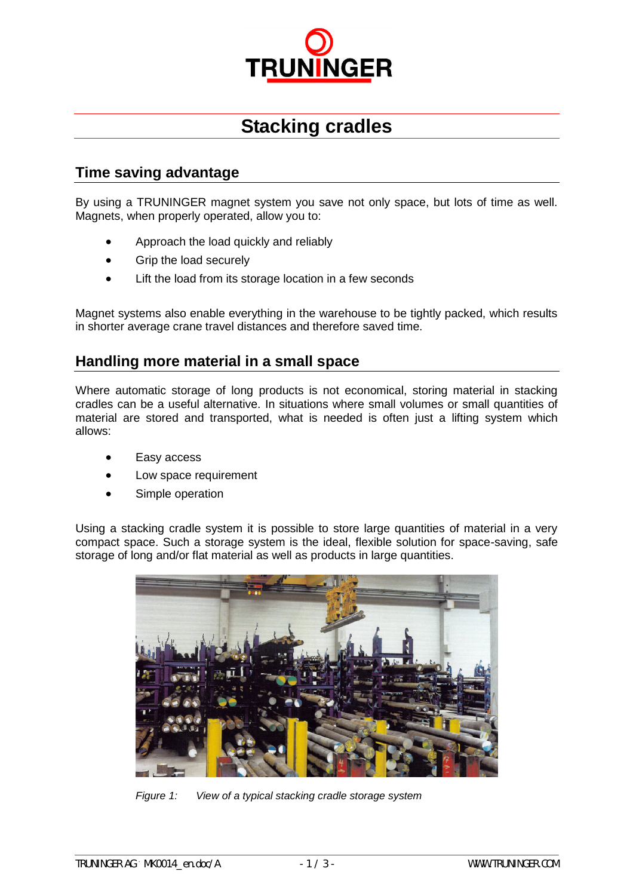# Stacking cradles

## Time saving advantage

By using a TRUNINGER magnet system you save not only space, but lots of time as well. Magnets, when properly operated, allow you to:

- Approach the load quickly and reliably
- Grip the load securely
- Lift the load from its storage location in a few seconds

Magnet systems also enable everything in the warehouse to be tightly packed, which results in shorter average crane travel distances and therefore saved time.

## Handling more material in a small space

Where automatic storage of long products is not economical, storing material in stacking cradles can be a useful alternative. In situations where small volumes or small quantities of material are stored and transported, what is needed is often just a lifting system which allows:

- Easy access
- Low space requirement
- Simple operation

Using a stacking cradle system it is possible to store large quantities of material in a very compact space. Such a storage system is the ideal, flexible solution for space-saving, safe storage of long and/or flat material as well as products in large quantities.

*Figure 1: View of a typical stacking cradle storage system*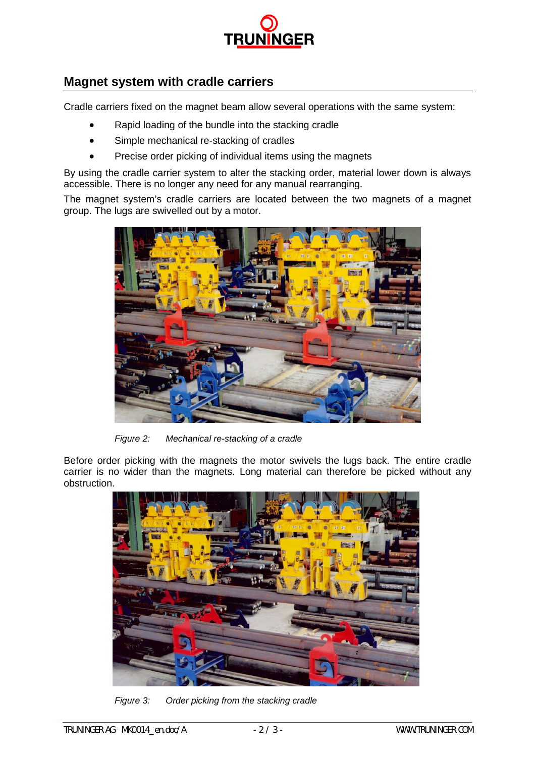## Magnet system with cradle carriers

Cradle carriers fixed on the magnet beam allow several operations with the same system:

- Rapid loading of the bundle into the stacking cradle
- Simple mechanical re-stacking of cradles
- Precise order picking of individual items using the magnets

By using the cradle carrier system to alter the stacking order, material lower down is always accessible. There is no longer any need for any manual rearranging.

The magnet system's cradle carriers are located between the two magnets of a magnet group. The lugs are swivelled out by a motor.

*Figure 2: Mechanical re-stacking of a cradle*

Before order picking with the magnets the motor swivels the lugs back. The entire cradle carrier is no wider than the magnets. Long material can therefore be picked without any obstruction.

*Figure 3: Order picking from the stacking cradle*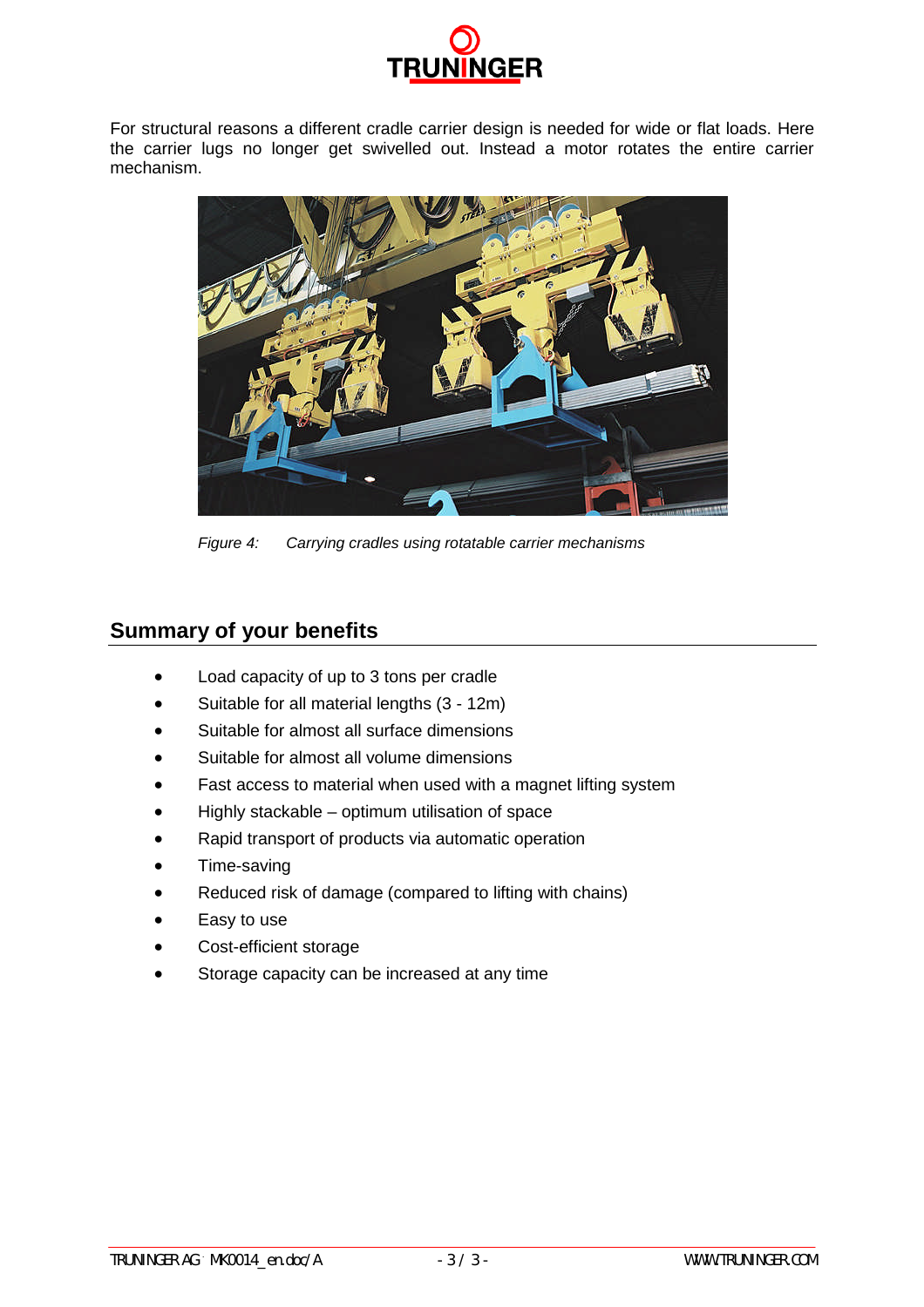For structural reasons a different cradle carrier design is needed for wide or flat loads. Here the carrier lugs no longer get swivelled out. Instead a motor rotates the entire carrier mechanism.

*Figure 4: Carrying cradles using rotatable carrier mechanisms*

## Summary of your benefits

- Load capacity of up to 3 tons per cradle
- Suitable for all material lengths (3 - 12m)
- Suitable for almost all surface dimensions
- Suitable for almost all volume dimensions
- Fast access to material when used with a magnet lifting system
- Highly stackable – optimum utilisation of space
- Rapid transport of products via automatic operation
- Time-saving
- Reduced risk of damage (compared to lifting with chains)
- Easy to use
- Cost-efficient storage
- Storage capacity can be increased at any time